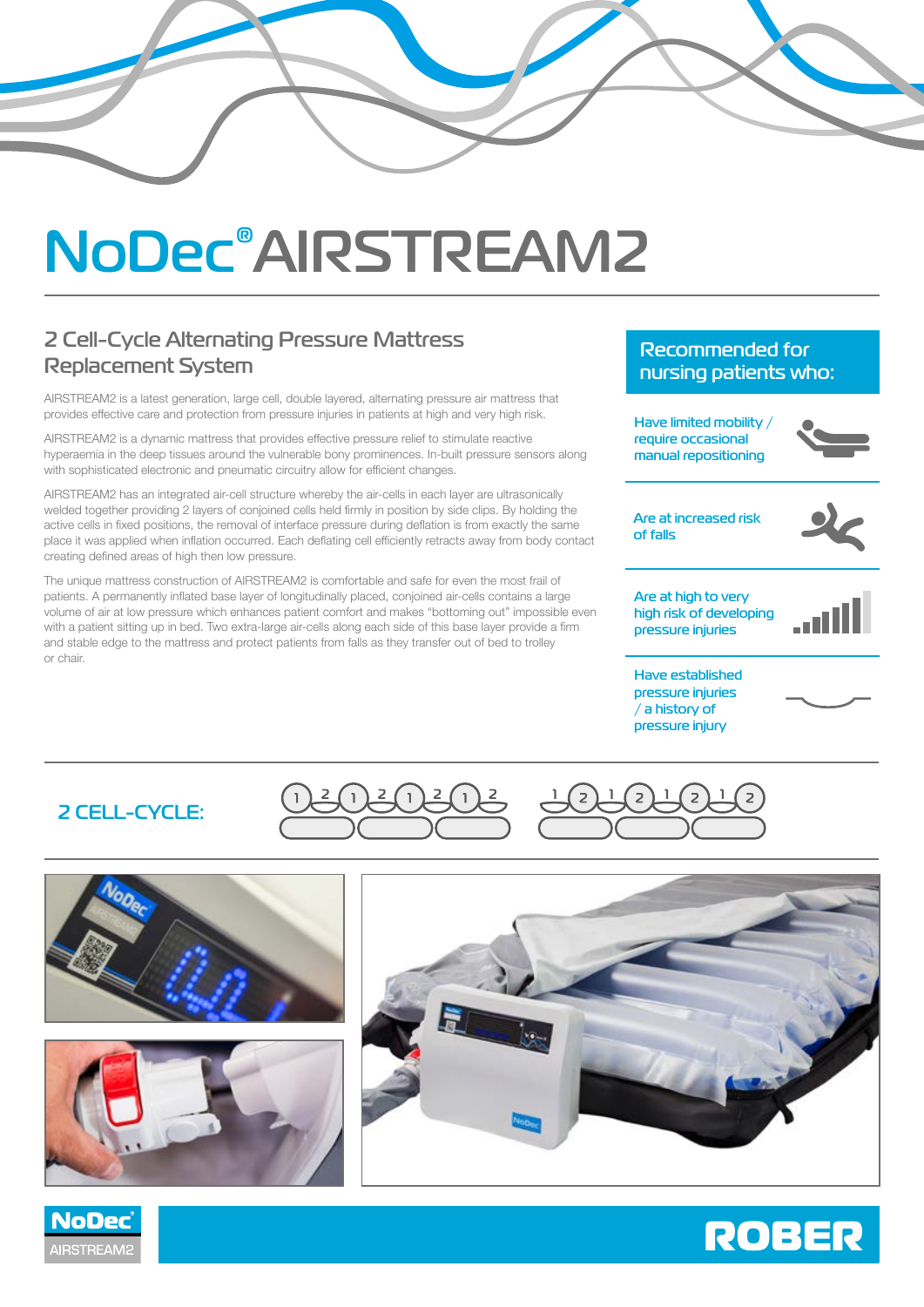# NoDec® AIRSTREAM2

## 2 Cell-Cycle Alternating Pressure Mattress Replacement System

AIRSTREAM2 is a latest generation, large cell, double layered, alternating pressure air mattress that provides effective care and protection from pressure injuries in patients at high and very high risk.

AIRSTREAM2 is a dynamic mattress that provides effective pressure relief to stimulate reactive hyperaemia in the deep tissues around the vulnerable bony prominences. In-built pressure sensors along with sophisticated electronic and pneumatic circuitry allow for efficient changes.

AIRSTREAM2 has an integrated air-cell structure whereby the air-cells in each layer are ultrasonically welded together providing 2 layers of conjoined cells held firmly in position by side clips. By holding the active cells in fixed positions, the removal of interface pressure during deflation is from exactly the same place it was applied when inflation occurred. Each deflating cell efficiently retracts away from body contact creating defined areas of high then low pressure.

The unique mattress construction of AIRSTREAM2 is comfortable and safe for even the most frail of patients. A permanently inflated base layer of longitudinally placed, conjoined air-cells contains a large volume of air at low pressure which enhances patient comfort and makes "bottoming out" impossible even with a patient sitting up in bed. Two extra-large air-cells along each side of this base layer provide a firm and stable edge to the mattress and protect patients from falls as they transfer out of bed to trolley or chair.

## Recommended for nursing patients who:

- Have limited mobility / require occasional manual repositioning
- Are at increased risk of falls
- Are at high to very high risk of developing pressure injuries
- Have established pressure injuries / a history of pressure injury

## 2 CELL-CYCLE:

1 2 1 2 1 2 1 2 1 2 1 2 1 2 1 2

NoDec® AIRSTREAM2

ROBER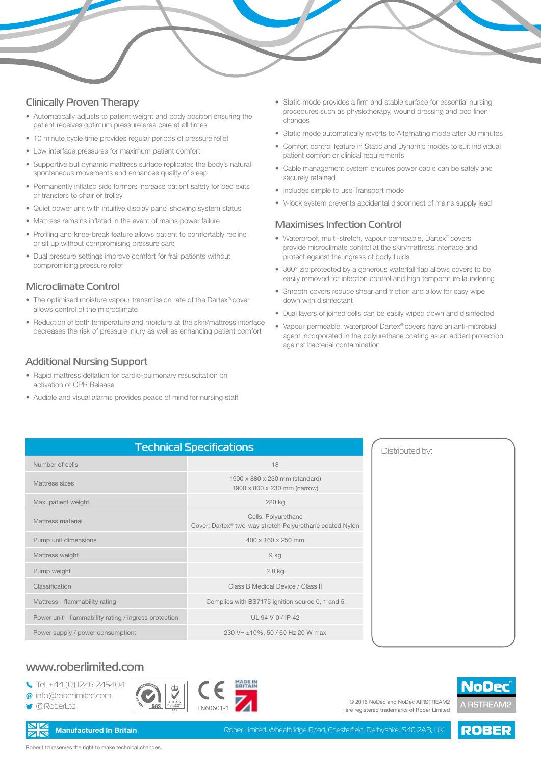## Clinically Proven Therapy

- Automatically adjusts to patient weight and body position ensuring the patient receives optimum pressure area care at all times
- 10 minute cycle time provides regular periods of pressure relief
- Low interface pressures for maximum patient comfort
- Supportive but dynamic mattress surface replicates the body's natural spontaneous movements and enhances quality of sleep
- Permanently inflated side formers increase patient safety for bed exits or transfers to chair or trolley
- Quiet power unit with intuitive display panel showing system status
- Mattress remains inflated in the event of mains power failure
- Profiling and knee-break feature allows patient to comfortably recline or sit up without compromising pressure care
- Dual pressure settings improve comfort for frail patients without compromising pressure relief

## Microclimate Control

- The optimised moisture vapour transmission rate of the Dartex® cover allows control of the microclimate
- Reduction of both temperature and moisture at the skin/mattress interface decreases the risk of pressure injury as well as enhancing patient comfort

## Additional Nursing Support

- Rapid mattress deflation for cardio-pulmonary resuscitation on activation of CPR Release
- Audible and visual alarms provides peace of mind for nursing staff
- Static mode provides a firm and stable surface for essential nursing procedures such as physiotherapy, wound dressing and bed linen changes
- Static mode automatically reverts to Alternating mode after 30 minutes
- Comfort control feature in Static and Dynamic modes to suit individual patient comfort or clinical requirements
- Cable management system ensures power cable can be safely and securely retained
- Includes simple to use Transport mode
- V-lock system prevents accidental disconnect of mains supply lead

## Maximises Infection Control

- Waterproof, multi-stretch, vapour permeable, Dartex® covers provide microclimate control at the skin/mattress interface and protect against the ingress of body fluids
- 360° zip protected by a generous waterfall flap allows covers to be easily removed for infection control and high temperature laundering
- Smooth covers reduce shear and friction and allow for easy wipe down with disinfectant
- Dual layers of joined cells can be easily wiped down and disinfected
- Vapour permeable, waterproof Dartex® covers have an anti-microbial agent incorporated in the polyurethane coating as an added protection against bacterial contamination

## Technical Specifications

| | |
|---|---|
| Number of cells | 18 |
| Mattress sizes | 1900 x 880 x 230 mm (standard)<br>1900 x 800 x 230 mm (narrow) |
| Max. patient weight | 220 kg |
| Mattress material | Cells: Polyurethane<br>Cover: Dartex® two-way stretch Polyurethane coated Nylon |
| Pump unit dimensions | 400 x 160 x 250 mm |
| Mattress weight | 9 kg |
| Pump weight | 2.8 kg |
| Classification | Class B Medical Device / Class II |
| Mattress - flammability rating | Complies with BS7175 ignition source 0, 1 and 5 |
| Power unit - flammability rating / ingress protection | UL 94 V-0 / IP 42 |
| Power supply / power consumption: | 230 V~ ±10%, 50 / 60 Hz 20 W max |

Distributed by:

**www.roberlimited.com**

Tel. +44 (0) 1246 245404
info@roberlimited.com
@RoberLtd

EN60601-1

MADE IN BRITAIN

© 2016 NoDec and NoDec AIRSTREAM2 are registered trademarks of Rober Limited

NoDec® AIRSTREAM2

**Manufactured In Britain**

Rober Limited. Wheatbridge Road, Chesterfield, Derbyshire, S40 2AB, UK.

ROBER

Rober Ltd reserves the right to make technical changes.